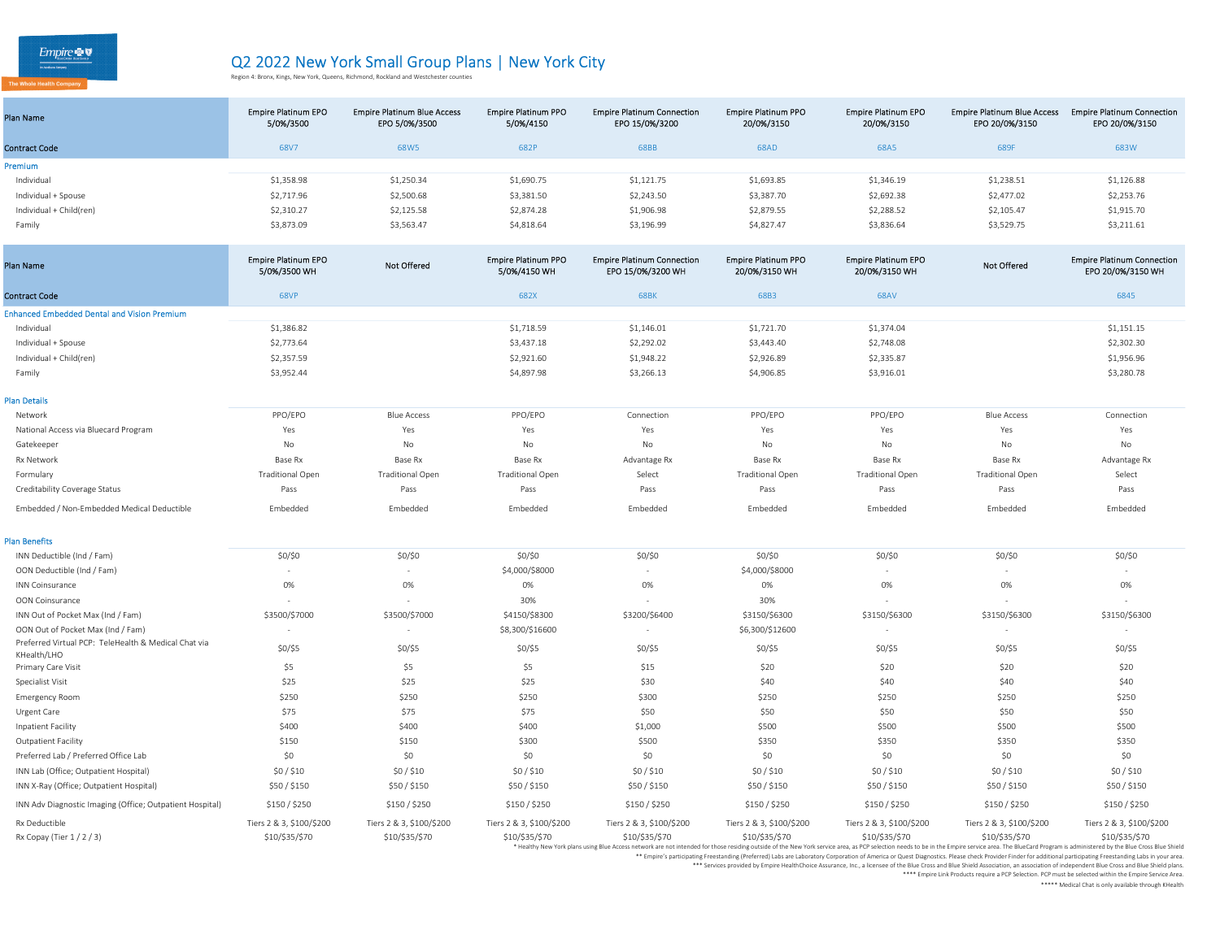# Q2 2022 New York Small Group Plans | New York City

Region 4: Bronx, Kings, New York, Queens, Richmond, Rockland and Westchester counties

| Plan Name | Empire Platinum EPO 5/0%/3500 | Empire Platinum Blue Access EPO 5/0%/3500 | Empire Platinum PPO 5/0%/4150 | Empire Platinum Connection EPO 15/0%/3200 | Empire Platinum PPO 20/0%/3150 | Empire Platinum EPO 20/0%/3150 | Empire Platinum Blue Access EPO 20/0%/3150 | Empire Platinum Connection EPO 20/0%/3150 |
|---|---|---|---|---|---|---|---|---|
| Contract Code | 68V7 | 68W5 | 682P | 68BB | 68AD | 68A5 | 689F | 683W |
| **Premium** | | | | | | | | |
| Individual | $1,358.98 | $1,250.34 | $1,690.75 | $1,121.75 | $1,693.85 | $1,346.19 | $1,238.51 | $1,126.88 |
| Individual + Spouse | $2,717.96 | $2,500.68 | $3,381.50 | $2,243.50 | $3,387.70 | $2,692.38 | $2,477.02 | $2,253.76 |
| Individual + Child(ren) | $2,310.27 | $2,125.58 | $2,874.28 | $1,906.98 | $2,879.55 | $2,288.52 | $2,105.47 | $1,915.70 |
| Family | $3,873.09 | $3,563.47 | $4,818.64 | $3,196.99 | $4,827.47 | $3,836.64 | $3,529.75 | $3,211.61 |

| Plan Name | Empire Platinum EPO 5/0%/3500 WH | Not Offered | Empire Platinum PPO 5/0%/4150 WH | Empire Platinum Connection EPO 15/0%/3200 WH | Empire Platinum PPO 20/0%/3150 WH | Empire Platinum EPO 20/0%/3150 WH | Not Offered | Empire Platinum Connection EPO 20/0%/3150 WH |
|---|---|---|---|---|---|---|---|---|
| Contract Code | 68VP | | 682X | 68BK | 68B3 | 68AV | | 6845 |
| **Enhanced Embedded Dental and Vision Premium** | | | | | | | | |
| Individual | $1,386.82 | | $1,718.59 | $1,146.01 | $1,721.70 | $1,374.04 | | $1,151.15 |
| Individual + Spouse | $2,773.64 | | $3,437.18 | $2,292.02 | $3,443.40 | $2,748.08 | | $2,302.30 |
| Individual + Child(ren) | $2,357.59 | | $2,921.60 | $1,948.22 | $2,926.89 | $2,335.87 | | $1,956.96 |
| Family | $3,952.44 | | $4,897.98 | $3,266.13 | $4,906.85 | $3,916.01 | | $3,280.78 |
| **Plan Details** | | | | | | | | |
| Network | PPO/EPO | Blue Access | PPO/EPO | Connection | PPO/EPO | PPO/EPO | Blue Access | Connection |
| National Access via Bluecard Program | Yes | Yes | Yes | Yes | Yes | Yes | Yes | Yes |
| Gatekeeper | No | No | No | No | No | No | No | No |
| Rx Network | Base Rx | Base Rx | Base Rx | Advantage Rx | Base Rx | Base Rx | Base Rx | Advantage Rx |
| Formulary | Traditional Open | Traditional Open | Traditional Open | Select | Traditional Open | Traditional Open | Traditional Open | Select |
| Creditability Coverage Status | Pass | Pass | Pass | Pass | Pass | Pass | Pass | Pass |
| Embedded / Non-Embedded Medical Deductible | Embedded | Embedded | Embedded | Embedded | Embedded | Embedded | Embedded | Embedded |
| **Plan Benefits** | | | | | | | | |
| INN Deductible (Ind / Fam) | $0/$0 | $0/$0 | $0/$0 | $0/$0 | $0/$0 | $0/$0 | $0/$0 | $0/$0 |
| OON Deductible (Ind / Fam) | - | - | $4,000/$8000 | - | $4,000/$8000 | - | - | - |
| INN Coinsurance | 0% | 0% | 0% | 0% | 0% | 0% | 0% | 0% |
| OON Coinsurance | - | - | 30% | - | 30% | - | - | - |
| INN Out of Pocket Max (Ind / Fam) | $3500/$7000 | $3500/$7000 | $4150/$8300 | $3200/$6400 | $3150/$6300 | $3150/$6300 | $3150/$6300 | $3150/$6300 |
| OON Out of Pocket Max (Ind / Fam) | - | - | $8,300/$16600 | - | $6,300/$12600 | - | - | - |
| Preferred Virtual PCP: TeleHealth & Medical Chat via KHealth/LHO | $0/$5 | $0/$5 | $0/$5 | $0/$5 | $0/$5 | $0/$5 | $0/$5 | $0/$5 |
| Primary Care Visit | $5 | $5 | $5 | $15 | $20 | $20 | $20 | $20 |
| Specialist Visit | $25 | $25 | $25 | $30 | $40 | $40 | $40 | $40 |
| Emergency Room | $250 | $250 | $250 | $300 | $250 | $250 | $250 | $250 |
| Urgent Care | $75 | $75 | $75 | $50 | $50 | $50 | $50 | $50 |
| Inpatient Facility | $400 | $400 | $400 | $1,000 | $500 | $500 | $500 | $500 |
| Outpatient Facility | $150 | $150 | $300 | $500 | $350 | $350 | $350 | $350 |
| Preferred Lab / Preferred Office Lab | $0 | $0 | $0 | $0 | $0 | $0 | $0 | $0 |
| INN Lab (Office; Outpatient Hospital) | $0 / $10 | $0 / $10 | $0 / $10 | $0 / $10 | $0 / $10 | $0 / $10 | $0 / $10 | $0 / $10 |
| INN X-Ray (Office; Outpatient Hospital) | $50 / $150 | $50 / $150 | $50 / $150 | $50 / $150 | $50 / $150 | $50 / $150 | $50 / $150 | $50 / $150 |
| INN Adv Diagnostic Imaging (Office; Outpatient Hospital) | $150 / $250 | $150 / $250 | $150 / $250 | $150 / $250 | $150 / $250 | $150 / $250 | $150 / $250 | $150 / $250 |
| Rx Deductible | Tiers 2 & 3, $100/$200 | Tiers 2 & 3, $100/$200 | Tiers 2 & 3, $100/$200 | Tiers 2 & 3, $100/$200 | Tiers 2 & 3, $100/$200 | Tiers 2 & 3, $100/$200 | Tiers 2 & 3, $100/$200 | Tiers 2 & 3, $100/$200 |
| Rx Copay (Tier 1 / 2 / 3) | $10/$35/$70 | $10/$35/$70 | $10/$35/$70 | $10/$35/$70 | $10/$35/$70 | $10/$35/$70 | $10/$35/$70 | $10/$35/$70 |

* Healthy New York plans using Blue Access network are not intended for those residing outside of the New York service area, as PCP selection needs to be in the Empire service area. The BlueCard Program is administered by the Blue Cross Blue Shield

** Empire's participating Freestanding (Preferred) Labs are Laboratory Corporation of America or Quest Diagnostics. Please check Provider Finder for additional participating Freestanding Labs in your area.

*** Services provided by Empire HealthChoice Assurance, Inc., a licensee of the Blue Cross and Blue Shield Association, an association of independent Blue Cross and Blue Shield plans.

**** Empire Link Products require a PCP Selection. PCP must be selected within the Empire Service Area.

***** Medical Chat is only available through KHealth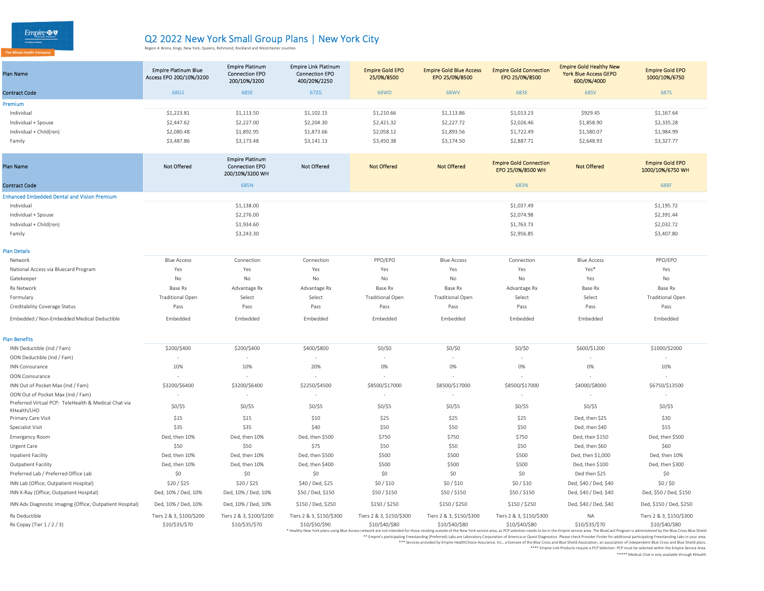# Q2 2022 New York Small Group Plans | New York City

Region 4: Bronx, Kings, New York, Queens, Richmond, Rockland and Westchester counties

| Plan Name | Empire Platinum Blue Access EPO 200/10%/3200 | Empire Platinum Connection EPO 200/10%/3200 | Empire Link Platinum Connection EPO 400/20%/2250 | Empire Gold EPO 25/0%/8500 | Empire Gold Blue Access EPO 25/0%/8500 | Empire Gold Connection EPO 25/0%/8500 | Empire Gold Healthy New York Blue Access GEPO 600/0%/4000 | Empire Gold EPO 1000/10%/6750 |
|---|---|---|---|---|---|---|---|---|
| Contract Code | 68G1 | 685E | 67ZG | 68WD | 68WV | 683E | 68SV | 687S |
| **Premium** | | | | | | | | |
| Individual | $1,223.81 | $1,113.50 | $1,102.15 | $1,210.66 | $1,113.86 | $1,013.23 | $929.45 | $1,167.64 |
| Individual + Spouse | $2,447.62 | $2,227.00 | $2,204.30 | $2,421.32 | $2,227.72 | $2,026.46 | $1,858.90 | $2,335.28 |
| Individual + Child(ren) | $2,080.48 | $1,892.95 | $1,873.66 | $2,058.12 | $1,893.56 | $1,722.49 | $1,580.07 | $1,984.99 |
| Family | $3,487.86 | $3,173.48 | $3,141.13 | $3,450.38 | $3,174.50 | $2,887.71 | $2,648.93 | $3,327.77 |
| Plan Name | Not Offered | Empire Platinum Connection EPO 200/10%/3200 WH | Not Offered | Not Offered | Not Offered | Empire Gold Connection EPO 25/0%/8500 WH | Not Offered | Empire Gold EPO 1000/10%/6750 WH |
| Contract Code | | 685N | | | | 683N | | 688F |
| **Enhanced Embedded Dental and Vision Premium** | | | | | | | | |
| Individual | | $1,138.00 | | | | $1,037.49 | | $1,195.72 |
| Individual + Spouse | | $2,276.00 | | | | $2,074.98 | | $2,391.44 |
| Individual + Child(ren) | | $1,934.60 | | | | $1,763.73 | | $2,032.72 |
| Family | | $3,243.30 | | | | $2,956.85 | | $3,407.80 |
| **Plan Details** | | | | | | | | |
| Network | Blue Access | Connection | Connection | PPO/EPO | Blue Access | Connection | Blue Access | PPO/EPO |
| National Access via Bluecard Program | Yes | Yes | Yes | Yes | Yes | Yes | Yes* | Yes |
| Gatekeeper | No | No | No | No | No | No | Yes | No |
| Rx Network | Base Rx | Advantage Rx | Advantage Rx | Base Rx | Base Rx | Advantage Rx | Base Rx | Base Rx |
| Formulary | Traditional Open | Select | Select | Traditional Open | Traditional Open | Select | Select | Traditional Open |
| Creditability Coverage Status | Pass | Pass | Pass | Pass | Pass | Pass | Pass | Pass |
| Embedded / Non-Embedded Medical Deductible | Embedded | Embedded | Embedded | Embedded | Embedded | Embedded | Embedded | Embedded |
| **Plan Benefits** | | | | | | | | |
| INN Deductible (Ind / Fam) | $200/$400 | $200/$400 | $400/$800 | $0/$0 | $0/$0 | $0/$0 | $600/$1200 | $1000/$2000 |
| OON Deductible (Ind / Fam) | - | - | - | - | - | - | - | - |
| INN Coinsurance | 10% | 10% | 20% | 0% | 0% | 0% | 0% | 10% |
| OON Coinsurance | - | - | - | - | - | - | - | - |
| INN Out of Pocket Max (Ind / Fam) | $3200/$6400 | $3200/$6400 | $2250/$4500 | $8500/$17000 | $8500/$17000 | $8500/$17000 | $4000/$8000 | $6750/$13500 |
| OON Out of Pocket Max (Ind / Fam) | - | - | - | - | - | - | - | - |
| Preferred Virtual PCP: TeleHealth & Medical Chat via KHealth/LHO | $0/$5 | $0/$5 | $0/$5 | $0/$5 | $0/$5 | $0/$5 | $0/$5 | $0/$5 |
| Primary Care Visit | $15 | $15 | $10 | $25 | $25 | $25 | Ded, then $25 | $30 |
| Specialist Visit | $35 | $35 | $40 | $50 | $50 | $50 | Ded, then $40 | $55 |
| Emergency Room | Ded, then 10% | Ded, then 10% | Ded, then $500 | $750 | $750 | $750 | Ded, then $150 | Ded, then $500 |
| Urgent Care | $50 | $50 | $75 | $50 | $50 | $50 | Ded, then $60 | $60 |
| Inpatient Facility | Ded, then 10% | Ded, then 10% | Ded, then $500 | $500 | $500 | $500 | Ded, then $1,000 | Ded, then 10% |
| Outpatient Facility | Ded, then 10% | Ded, then 10% | Ded, then $400 | $500 | $500 | $500 | Ded, then $100 | Ded, then $300 |
| Preferred Lab / Preferred Office Lab | $0 | $0 | $0 | $0 | $0 | $0 | Ded then $25 | $0 |
| INN Lab (Office; Outpatient Hospital) | $20 / $25 | $20 / $25 | $40 / Ded, $25 | $0 / $10 | $0 / $10 | $0 / $10 | Ded, $40 / Ded, $40 | $0 / $0 |
| INN X-Ray (Office; Outpatient Hospital) | Ded, 10% / Ded, 10% | Ded, 10% / Ded, 10% | $50 / Ded, $150 | $50 / $150 | $50 / $150 | $50 / $150 | Ded, $40 / Ded, $40 | Ded, $50 / Ded, $150 |
| INN Adv Diagnostic Imaging (Office; Outpatient Hospital) | Ded, 10% / Ded, 10% | Ded, 10% / Ded, 10% | $150 / Ded, $250 | $150 / $250 | $150 / $250 | $150 / $250 | Ded, $40 / Ded, $40 | Ded, $150 / Ded, $250 |
| Rx Deductible | Tiers 2 & 3, $100/$200 | Tiers 2 & 3, $100/$200 | Tiers 2 & 3, $100/$300 | Tiers 2 & 3, $150/$300 | Tiers 2 & 3, $150/$300 | Tiers 2 & 3, $150/$300 | NA | Tiers 2 & 3, $150/$300 |
| Rx Copay (Tier 1 / 2 / 3) | $10/$35/$70 | $10/$35/$70 | $10/$50/$90 | $10/$40/$80 | $10/$40/$80 | $10/$40/$80 | $10/$35/$70 | $10/$40/$80 |

\* Healthy New York plans using Blue Access network are not intended for those residing outside of the New York service area, as PCP selection needs to be in the Empire service area. The BlueCard Program is administered by the Blue Cross Blue Shield

** Empire's participating Freestanding (Preferred) Labs are Laboratory Corporation of America or Quest Diagnostics. Please check Provider Finder for additional participating Freestanding Labs in your area.

*** Services provided by Empire HealthChoice Assurance, Inc., a licensee of the Blue Cross and Blue Shield Association, an association of independent Blue Cross and Blue Shield plans.

**** Empire Link Products require a PCP Selection. PCP must be selected within the Empire Service Area.

***** Medical Chat is only available through KHealth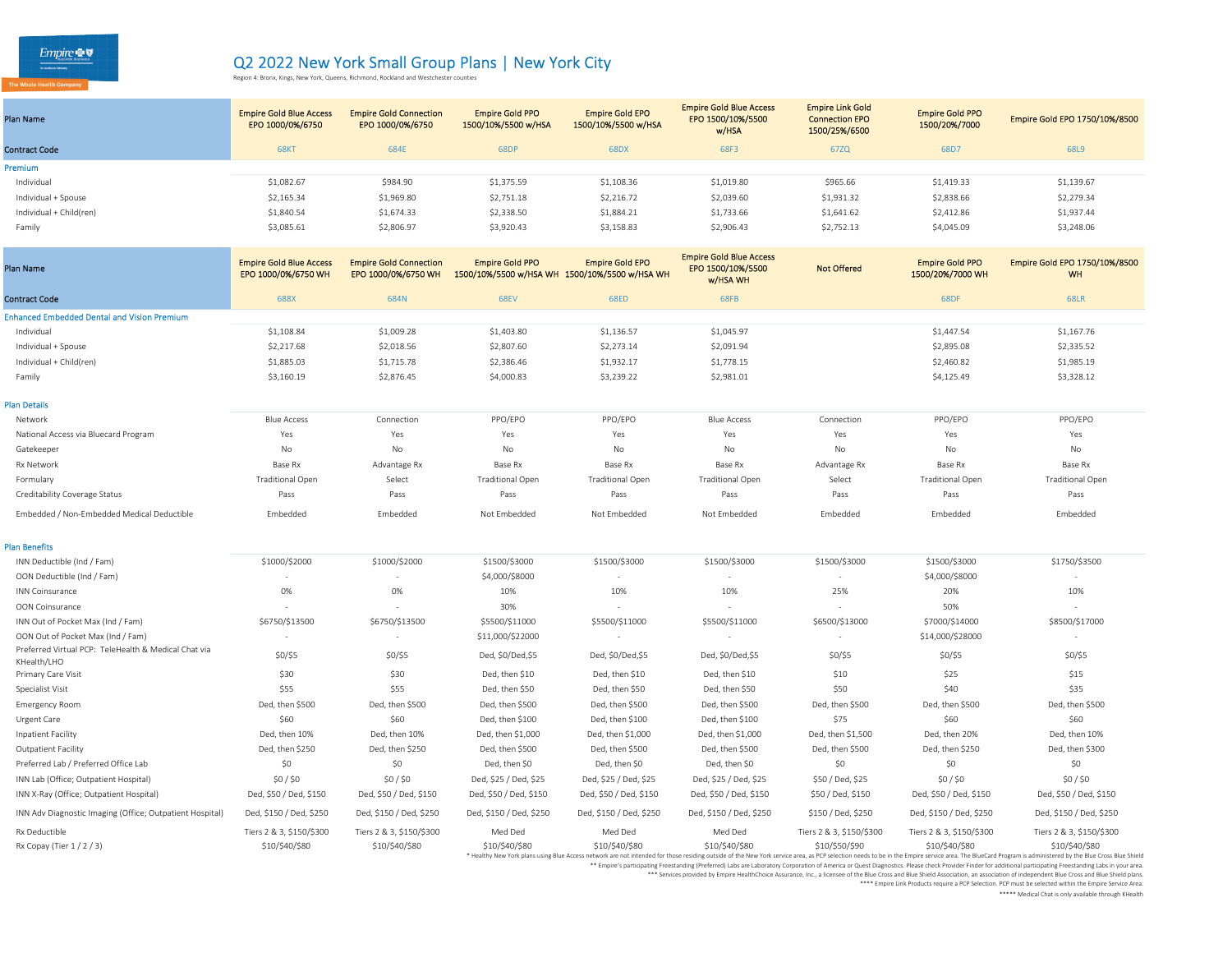Empire
The Whole Health Company

# Q2 2022 New York Small Group Plans | New York City

Region 4: Bronx, Kings, New York, Queens, Richmond, Rockland and Westchester counties

| Plan Name | Empire Gold Blue Access EPO 1000/0%/6750 | Empire Gold Connection EPO 1000/0%/6750 | Empire Gold PPO 1500/10%/5500 w/HSA | Empire Gold EPO 1500/10%/5500 w/HSA | Empire Gold Blue Access EPO 1500/10%/5500 w/HSA | Empire Link Gold Connection EPO 1500/25%/6500 | Empire Gold PPO 1500/20%/7000 | Empire Gold EPO 1750/10%/8500 |
|---|---|---|---|---|---|---|---|---|
| Contract Code | 68KT | 684E | 68DP | 68DX | 68F3 | 67ZQ | 68D7 | 68L9 |
| **Premium** | | | | | | | | |
| Individual | $1,082.67 | $984.90 | $1,375.59 | $1,108.36 | $1,019.80 | $965.66 | $1,419.33 | $1,139.67 |
| Individual + Spouse | $2,165.34 | $1,969.80 | $2,751.18 | $2,216.72 | $2,039.60 | $1,931.32 | $2,838.66 | $2,279.34 |
| Individual + Child(ren) | $1,840.54 | $1,674.33 | $2,338.50 | $1,884.21 | $1,733.66 | $1,641.62 | $2,412.86 | $1,937.44 |
| Family | $3,085.61 | $2,806.97 | $3,920.43 | $3,158.83 | $2,906.43 | $2,752.13 | $4,045.09 | $3,248.06 |
| Plan Name | Empire Gold Blue Access EPO 1000/0%/6750 WH | Empire Gold Connection EPO 1000/0%/6750 WH | Empire Gold PPO 1500/10%/5500 w/HSA WH | Empire Gold EPO 1500/10%/5500 w/HSA WH | Empire Gold Blue Access EPO 1500/10%/5500 w/HSA WH | Not Offered | Empire Gold PPO 1500/20%/7000 WH | Empire Gold EPO 1750/10%/8500 WH |
| Contract Code | 688X | 684N | 68EV | 68ED | 68FB | | 68DF | 68LR |
| **Enhanced Embedded Dental and Vision Premium** | | | | | | | | |
| Individual | $1,108.84 | $1,009.28 | $1,403.80 | $1,136.57 | $1,045.97 | | $1,447.54 | $1,167.76 |
| Individual + Spouse | $2,217.68 | $2,018.56 | $2,807.60 | $2,273.14 | $2,091.94 | | $2,895.08 | $2,335.52 |
| Individual + Child(ren) | $1,885.03 | $1,715.78 | $2,386.46 | $1,932.17 | $1,778.15 | | $2,460.82 | $1,985.19 |
| Family | $3,160.19 | $2,876.45 | $4,000.83 | $3,239.22 | $2,981.01 | | $4,125.49 | $3,328.12 |
| **Plan Details** | | | | | | | | |
| Network | Blue Access | Connection | PPO/EPO | PPO/EPO | Blue Access | Connection | PPO/EPO | PPO/EPO |
| National Access via Bluecard Program | Yes | Yes | Yes | Yes | Yes | Yes | Yes | Yes |
| Gatekeeper | No | No | No | No | No | No | No | No |
| Rx Network | Base Rx | Advantage Rx | Base Rx | Base Rx | Base Rx | Advantage Rx | Base Rx | Base Rx |
| Formulary | Traditional Open | Select | Traditional Open | Traditional Open | Traditional Open | Select | Traditional Open | Traditional Open |
| Creditability Coverage Status | Pass | Pass | Pass | Pass | Pass | Pass | Pass | Pass |
| Embedded / Non-Embedded Medical Deductible | Embedded | Embedded | Not Embedded | Not Embedded | Not Embedded | Embedded | Embedded | Embedded |
| **Plan Benefits** | | | | | | | | |
| INN Deductible (Ind / Fam) | $1000/$2000 | $1000/$2000 | $1500/$3000 | $1500/$3000 | $1500/$3000 | $1500/$3000 | $1500/$3000 | $1750/$3500 |
| OON Deductible (Ind / Fam) | - | - | $4,000/$8000 | - | - | - | $4,000/$8000 | - |
| INN Coinsurance | 0% | 0% | 10% | 10% | 10% | 25% | 20% | 10% |
| OON Coinsurance | - | - | 30% | - | - | - | 50% | - |
| INN Out of Pocket Max (Ind / Fam) | $6750/$13500 | $6750/$13500 | $5500/$11000 | $5500/$11000 | $5500/$11000 | $6500/$13000 | $7000/$14000 | $8500/$17000 |
| OON Out of Pocket Max (Ind / Fam) | - | - | $11,000/$22000 | - | - | - | $14,000/$28000 | - |
| Preferred Virtual PCP: TeleHealth & Medical Chat via KHealth/LHO | $0/$5 | $0/$5 | Ded, $0/Ded,$5 | Ded, $0/Ded,$5 | Ded, $0/Ded,$5 | $0/$5 | $0/$5 | $0/$5 |
| Primary Care Visit | $30 | $30 | Ded, then $10 | Ded, then $10 | Ded, then $10 | $10 | $25 | $15 |
| Specialist Visit | $55 | $55 | Ded, then $50 | Ded, then $50 | Ded, then $50 | $50 | $40 | $35 |
| Emergency Room | Ded, then $500 | Ded, then $500 | Ded, then $500 | Ded, then $500 | Ded, then $500 | Ded, then $500 | Ded, then $500 | Ded, then $500 |
| Urgent Care | $60 | $60 | Ded, then $100 | Ded, then $100 | Ded, then $100 | $75 | $60 | $60 |
| Inpatient Facility | Ded, then 10% | Ded, then 10% | Ded, then $1,000 | Ded, then $1,000 | Ded, then $1,000 | Ded, then $1,500 | Ded, then 20% | Ded, then 10% |
| Outpatient Facility | Ded, then $250 | Ded, then $250 | Ded, then $500 | Ded, then $500 | Ded, then $500 | Ded, then $500 | Ded, then $250 | Ded, then $300 |
| Preferred Lab / Preferred Office Lab | $0 | $0 | Ded, then $0 | Ded, then $0 | Ded, then $0 | $0 | $0 | $0 |
| INN Lab (Office; Outpatient Hospital) | $0 / $0 | $0 / $0 | Ded, $25 / Ded, $25 | Ded, $25 / Ded, $25 | Ded, $25 / Ded, $25 | $50 / Ded, $25 | $0 / $0 | $0 / $0 |
| INN X-Ray (Office; Outpatient Hospital) | Ded, $50 / Ded, $150 | Ded, $50 / Ded, $150 | Ded, $50 / Ded, $150 | Ded, $50 / Ded, $150 | Ded, $50 / Ded, $150 | $50 / Ded, $150 | Ded, $50 / Ded, $150 | Ded, $50 / Ded, $150 |
| INN Adv Diagnostic Imaging (Office; Outpatient Hospital) | Ded, $150 / Ded, $250 | Ded, $150 / Ded, $250 | Ded, $150 / Ded, $250 | Ded, $150 / Ded, $250 | Ded, $150 / Ded, $250 | $150 / Ded, $250 | Ded, $150 / Ded, $250 | Ded, $150 / Ded, $250 |
| Rx Deductible | Tiers 2 & 3, $150/$300 | Tiers 2 & 3, $150/$300 | Med Ded | Med Ded | Med Ded | Tiers 2 & 3, $150/$300 | Tiers 2 & 3, $150/$300 | Tiers 2 & 3, $150/$300 |
| Rx Copay (Tier 1 / 2 / 3) | $10/$40/$80 | $10/$40/$80 | $10/$40/$80 | $10/$40/$80 | $10/$40/$80 | $10/$50/$90 | $10/$40/$80 | $10/$40/$80 |

* Healthy New York plans using Blue Access network are not intended for those residing outside of the New York service area, as PCP selection needs to be in the Empire service area. The BlueCard Program is administered by the Blue Cross Blue Shield

** Empire's participating Freestanding (Preferred) Labs are Laboratory Corporation of America or Quest Diagnostics. Please check Provider Finder for additional participating Freestanding Labs in your area.

*** Services provided by Empire HealthChoice Assurance, Inc., a licensee of the Blue Cross and Blue Shield Association, an association of independent Blue Cross and Blue Shield plans.

**** Empire Link Products require a PCP Selection. PCP must be selected within the Empire Service Area.

***** Medical Chat is only available through KHealth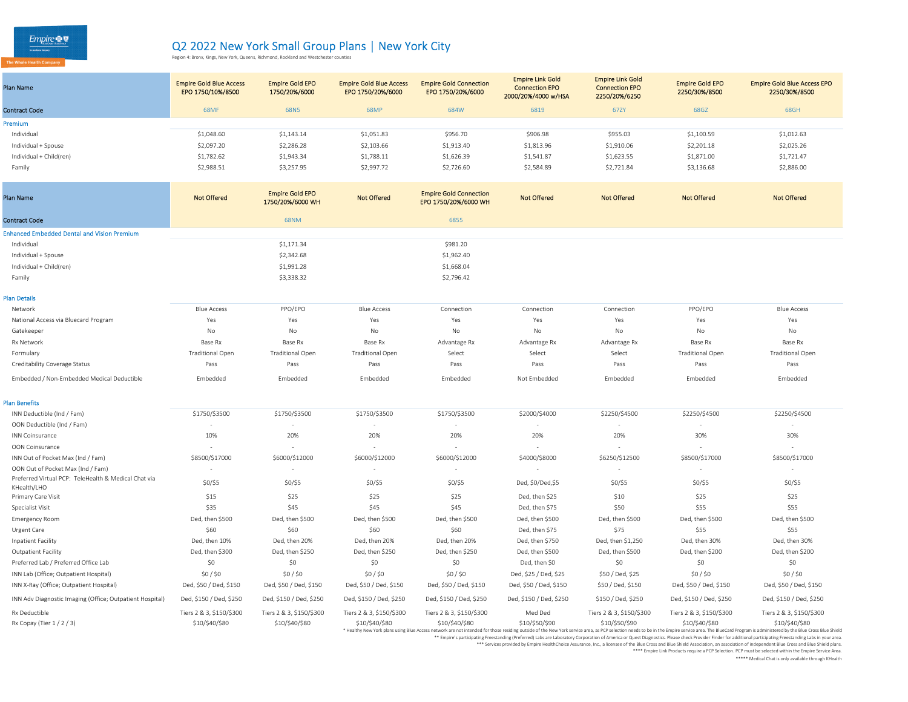# Q2 2022 New York Small Group Plans | New York City

Region 4: Bronx, Kings, New York, Queens, Richmond, Rockland and Westchester counties

| Plan Name | Empire Gold Blue Access EPO 1750/10%/8500 | Empire Gold EPO 1750/20%/6000 | Empire Gold Blue Access EPO 1750/20%/6000 | Empire Gold Connection EPO 1750/20%/6000 | Empire Link Gold Connection EPO 2000/20%/4000 w/HSA | Empire Link Gold Connection EPO 2250/20%/6250 | Empire Gold EPO 2250/30%/8500 | Empire Gold Blue Access EPO 2250/30%/8500 |
|---|---|---|---|---|---|---|---|---|
| Contract Code | 68MF | 68N5 | 68MP | 684W | 6819 | 67ZY | 68GZ | 68GH |
| **Premium** | | | | | | | | |
| Individual | $1,048.60 | $1,143.14 | $1,051.83 | $956.70 | $906.98 | $955.03 | $1,100.59 | $1,012.63 |
| Individual + Spouse | $2,097.20 | $2,286.28 | $2,103.66 | $1,913.40 | $1,813.96 | $1,910.06 | $2,201.18 | $2,025.26 |
| Individual + Child(ren) | $1,782.62 | $1,943.34 | $1,788.11 | $1,626.39 | $1,541.87 | $1,623.55 | $1,871.00 | $1,721.47 |
| Family | $2,988.51 | $3,257.95 | $2,997.72 | $2,726.60 | $2,584.89 | $2,721.84 | $3,136.68 | $2,886.00 |
| Plan Name | Not Offered | Empire Gold EPO 1750/20%/6000 WH | Not Offered | Empire Gold Connection EPO 1750/20%/6000 WH | Not Offered | Not Offered | Not Offered | Not Offered |
| Contract Code | | 68NM | | 6855 | | | | |
| **Enhanced Embedded Dental and Vision Premium** | | | | | | | | |
| Individual | | $1,171.34 | | $981.20 | | | | |
| Individual + Spouse | | $2,342.68 | | $1,962.40 | | | | |
| Individual + Child(ren) | | $1,991.28 | | $1,668.04 | | | | |
| Family | | $3,338.32 | | $2,796.42 | | | | |
| **Plan Details** | | | | | | | | |
| Network | Blue Access | PPO/EPO | Blue Access | Connection | Connection | Connection | PPO/EPO | Blue Access |
| National Access via Bluecard Program | Yes | Yes | Yes | Yes | Yes | Yes | Yes | Yes |
| Gatekeeper | No | No | No | No | No | No | No | No |
| Rx Network | Base Rx | Base Rx | Base Rx | Advantage Rx | Advantage Rx | Advantage Rx | Base Rx | Base Rx |
| Formulary | Traditional Open | Traditional Open | Traditional Open | Select | Select | Select | Traditional Open | Traditional Open |
| Creditability Coverage Status | Pass | Pass | Pass | Pass | Pass | Pass | Pass | Pass |
| Embedded / Non-Embedded Medical Deductible | Embedded | Embedded | Embedded | Embedded | Not Embedded | Embedded | Embedded | Embedded |
| **Plan Benefits** | | | | | | | | |
| INN Deductible (Ind / Fam) | $1750/$3500 | $1750/$3500 | $1750/$3500 | $1750/$3500 | $2000/$4000 | $2250/$4500 | $2250/$4500 | $2250/$4500 |
| OON Deductible (Ind / Fam) | - | - | - | - | - | - | - | - |
| INN Coinsurance | 10% | 20% | 20% | 20% | 20% | 20% | 30% | 30% |
| OON Coinsurance | - | - | - | - | - | - | - | - |
| INN Out of Pocket Max (Ind / Fam) | $8500/$17000 | $6000/$12000 | $6000/$12000 | $6000/$12000 | $4000/$8000 | $6250/$12500 | $8500/$17000 | $8500/$17000 |
| OON Out of Pocket Max (Ind / Fam) | - | - | - | - | - | - | - | - |
| Preferred Virtual PCP: TeleHealth & Medical Chat via KHealth/LHO | $0/$5 | $0/$5 | $0/$5 | $0/$5 | Ded, $0/Ded,$5 | $0/$5 | $0/$5 | $0/$5 |
| Primary Care Visit | $15 | $25 | $25 | $25 | Ded, then $25 | $10 | $25 | $25 |
| Specialist Visit | $35 | $45 | $45 | $45 | Ded, then $75 | $50 | $55 | $55 |
| Emergency Room | Ded, then $500 | Ded, then $500 | Ded, then $500 | Ded, then $500 | Ded, then $500 | Ded, then $500 | Ded, then $500 | Ded, then $500 |
| Urgent Care | $60 | $60 | $60 | $60 | Ded, then $75 | $75 | $55 | $55 |
| Inpatient Facility | Ded, then 10% | Ded, then 20% | Ded, then 20% | Ded, then 20% | Ded, then $750 | Ded, then $1,250 | Ded, then 30% | Ded, then 30% |
| Outpatient Facility | Ded, then $300 | Ded, then $250 | Ded, then $250 | Ded, then $250 | Ded, then $500 | Ded, then $500 | Ded, then $200 | Ded, then $200 |
| Preferred Lab / Preferred Office Lab | $0 | $0 | $0 | $0 | Ded, then $0 | $0 | $0 | $0 |
| INN Lab (Office; Outpatient Hospital) | $0 / $0 | $0 / $0 | $0 / $0 | $0 / $0 | Ded, $25 / Ded, $25 | $50 / Ded, $25 | $0 / $0 | $0 / $0 |
| INN X-Ray (Office; Outpatient Hospital) | Ded, $50 / Ded, $150 | Ded, $50 / Ded, $150 | Ded, $50 / Ded, $150 | Ded, $50 / Ded, $150 | Ded, $50 / Ded, $150 | $50 / Ded, $150 | Ded, $50 / Ded, $150 | Ded, $50 / Ded, $150 |
| INN Adv Diagnostic Imaging (Office; Outpatient Hospital) | Ded, $150 / Ded, $250 | Ded, $150 / Ded, $250 | Ded, $150 / Ded, $250 | Ded, $150 / Ded, $250 | Ded, $150 / Ded, $250 | $150 / Ded, $250 | Ded, $150 / Ded, $250 | Ded, $150 / Ded, $250 |
| Rx Deductible | Tiers 2 & 3, $150/$300 | Tiers 2 & 3, $150/$300 | Tiers 2 & 3, $150/$300 | Tiers 2 & 3, $150/$300 | Med Ded | Tiers 2 & 3, $150/$300 | Tiers 2 & 3, $150/$300 | Tiers 2 & 3, $150/$300 |
| Rx Copay (Tier 1 / 2 / 3) | $10/$40/$80 | $10/$40/$80 | $10/$40/$80 | $10/$40/$80 | $10/$50/$90 | $10/$50/$90 | $10/$40/$80 | $10/$40/$80 |

\* Healthy New York plans using Blue Access network are not intended for those residing outside of the New York service area, as PCP selection needs to be in the Empire service area. The BlueCard Program is administered by the Blue Cross Blue Shield

\*\* Empire's participating Freestanding (Preferred) Labs are Laboratory Corporation of America or Quest Diagnostics. Please check Provider Finder for additional participating Freestanding Labs in your area.

\*\*\* Services provided by Empire HealthChoice Assurance, Inc., a licensee of the Blue Cross and Blue Shield Association, an association of independent Blue Cross and Blue Shield plans.

\*\*\*\* Empire Link Products require a PCP Selection. PCP must be selected within the Empire Service Area.

\*\*\*\*\* Medical Chat is only available through KHealth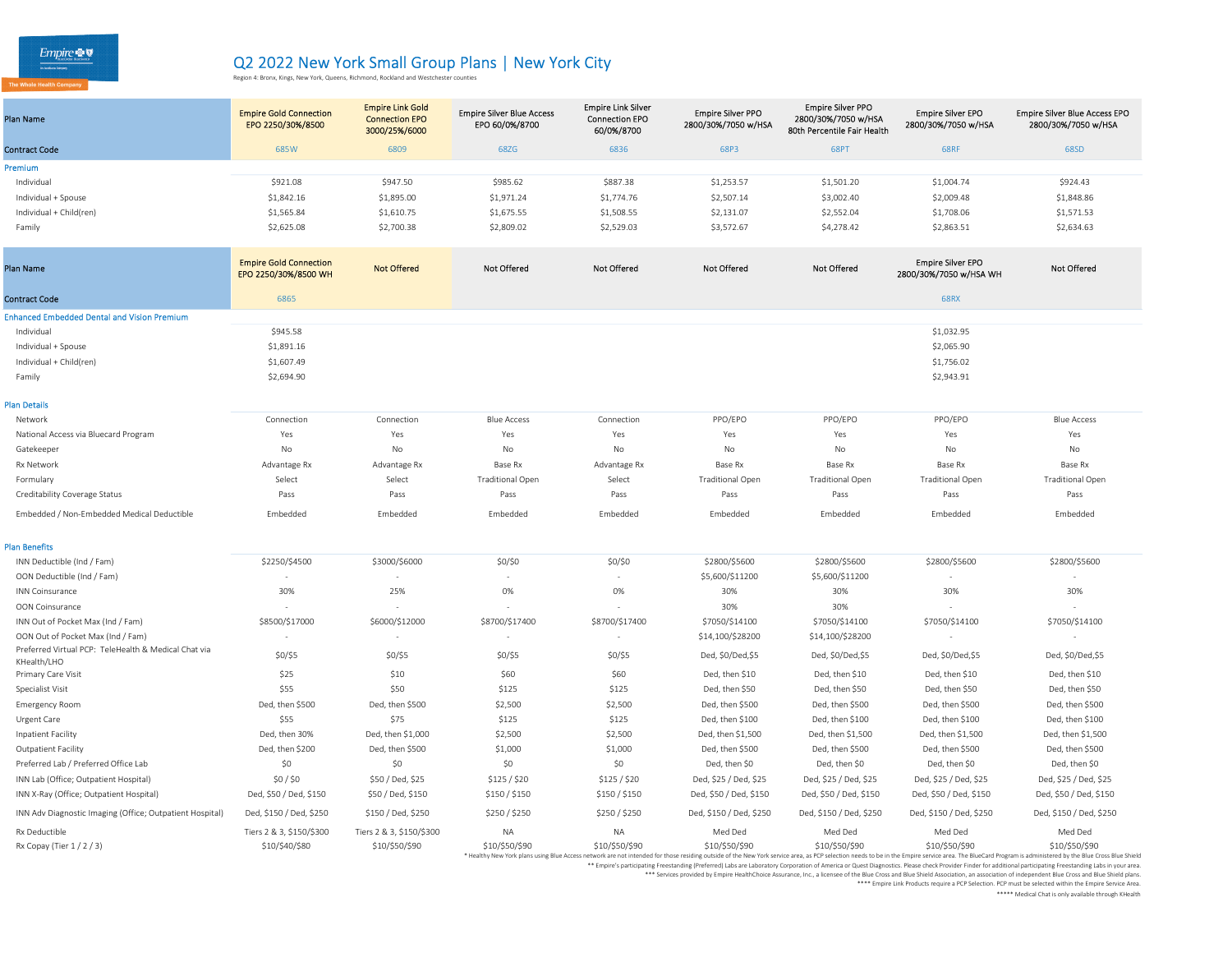# Q2 2022 New York Small Group Plans | New York City

Region 4: Bronx, Kings, New York, Queens, Richmond, Rockland and Westchester counties

| Plan Name | Empire Gold Connection EPO 2250/30%/8500 | Empire Link Gold Connection EPO 3000/25%/6000 | Empire Silver Blue Access EPO 60/0%/8700 | Empire Link Silver Connection EPO 60/0%/8700 | Empire Silver PPO 2800/30%/7050 w/HSA | Empire Silver PPO 2800/30%/7050 w/HSA 80th Percentile Fair Health | Empire Silver EPO 2800/30%/7050 w/HSA | Empire Silver Blue Access EPO 2800/30%/7050 w/HSA |
|---|---|---|---|---|---|---|---|---|
| Contract Code | 685W | 6809 | 68ZG | 6836 | 68P3 | 68PT | 68RF | 68SD |
| **Premium** | | | | | | | | |
| Individual | $921.08 | $947.50 | $985.62 | $887.38 | $1,253.57 | $1,501.20 | $1,004.74 | $924.43 |
| Individual + Spouse | $1,842.16 | $1,895.00 | $1,971.24 | $1,774.76 | $2,507.14 | $3,002.40 | $2,009.48 | $1,848.86 |
| Individual + Child(ren) | $1,565.84 | $1,610.75 | $1,675.55 | $1,508.55 | $2,131.07 | $2,552.04 | $1,708.06 | $1,571.53 |
| Family | $2,625.08 | $2,700.38 | $2,809.02 | $2,529.03 | $3,572.67 | $4,278.42 | $2,863.51 | $2,634.63 |
| Plan Name | Empire Gold Connection EPO 2250/30%/8500 WH | Not Offered | Not Offered | Not Offered | Not Offered | Not Offered | Empire Silver EPO 2800/30%/7050 w/HSA WH | Not Offered |
| Contract Code | 6865 | | | | | | 68RX | |
| **Enhanced Embedded Dental and Vision Premium** | | | | | | | | |
| Individual | $945.58 | | | | | | $1,032.95 | |
| Individual + Spouse | $1,891.16 | | | | | | $2,065.90 | |
| Individual + Child(ren) | $1,607.49 | | | | | | $1,756.02 | |
| Family | $2,694.90 | | | | | | $2,943.91 | |
| **Plan Details** | | | | | | | | |
| Network | Connection | Connection | Blue Access | Connection | PPO/EPO | PPO/EPO | PPO/EPO | Blue Access |
| National Access via Bluecard Program | Yes | Yes | Yes | Yes | Yes | Yes | Yes | Yes |
| Gatekeeper | No | No | No | No | No | No | No | No |
| Rx Network | Advantage Rx | Advantage Rx | Base Rx | Advantage Rx | Base Rx | Base Rx | Base Rx | Base Rx |
| Formulary | Select | Select | Traditional Open | Select | Traditional Open | Traditional Open | Traditional Open | Traditional Open |
| Creditability Coverage Status | Pass | Pass | Pass | Pass | Pass | Pass | Pass | Pass |
| Embedded / Non-Embedded Medical Deductible | Embedded | Embedded | Embedded | Embedded | Embedded | Embedded | Embedded | Embedded |
| **Plan Benefits** | | | | | | | | |
| INN Deductible (Ind / Fam) | $2250/$4500 | $3000/$6000 | $0/$0 | $0/$0 | $2800/$5600 | $2800/$5600 | $2800/$5600 | $2800/$5600 |
| OON Deductible (Ind / Fam) | - | - | - | - | $5,600/$11200 | $5,600/$11200 | - | - |
| INN Coinsurance | 30% | 25% | 0% | 0% | 30% | 30% | 30% | 30% |
| OON Coinsurance | - | - | - | - | 30% | 30% | - | - |
| INN Out of Pocket Max (Ind / Fam) | $8500/$17000 | $6000/$12000 | $8700/$17400 | $8700/$17400 | $7050/$14100 | $7050/$14100 | $7050/$14100 | $7050/$14100 |
| OON Out of Pocket Max (Ind / Fam) | - | - | - | - | $14,100/$28200 | $14,100/$28200 | - | - |
| Preferred Virtual PCP: TeleHealth & Medical Chat via KHealth/LHO | $0/$5 | $0/$5 | $0/$5 | $0/$5 | Ded, $0/Ded,$5 | Ded, $0/Ded,$5 | Ded, $0/Ded,$5 | Ded, $0/Ded,$5 |
| Primary Care Visit | $25 | $10 | $60 | $60 | Ded, then $10 | Ded, then $10 | Ded, then $10 | Ded, then $10 |
| Specialist Visit | $55 | $50 | $125 | $125 | Ded, then $50 | Ded, then $50 | Ded, then $50 | Ded, then $50 |
| Emergency Room | Ded, then $500 | Ded, then $500 | $2,500 | $2,500 | Ded, then $500 | Ded, then $500 | Ded, then $500 | Ded, then $500 |
| Urgent Care | $55 | $75 | $125 | $125 | Ded, then $100 | Ded, then $100 | Ded, then $100 | Ded, then $100 |
| Inpatient Facility | Ded, then 30% | Ded, then $1,000 | $2,500 | $2,500 | Ded, then $1,500 | Ded, then $1,500 | Ded, then $1,500 | Ded, then $1,500 |
| Outpatient Facility | Ded, then $200 | Ded, then $500 | $1,000 | $1,000 | Ded, then $500 | Ded, then $500 | Ded, then $500 | Ded, then $500 |
| Preferred Office Lab | $0 | $0 | $0 | $0 | Ded, then $0 | Ded, then $0 | Ded, then $0 | Ded, then $0 |
| INN Lab (Office; Outpatient Hospital) | $0 / $0 | $50 / Ded, $25 | $125 / $20 | $125 / $20 | Ded, $25 / Ded, $25 | Ded, $25 / Ded, $25 | Ded, $25 / Ded, $25 | Ded, $25 / Ded, $25 |
| INN X-Ray (Office; Outpatient Hospital) | Ded, $50 / Ded, $150 | $50 / Ded, $150 | $150 / $150 | $150 / $150 | Ded, $50 / Ded, $150 | Ded, $50 / Ded, $150 | Ded, $50 / Ded, $150 | Ded, $50 / Ded, $150 |
| INN Adv Diagnostic Imaging (Office; Outpatient Hospital) | Ded, $150 / Ded, $250 | $150 / Ded, $250 | $250 / $250 | $250 / $250 | Ded, $150 / Ded, $250 | Ded, $150 / Ded, $250 | Ded, $150 / Ded, $250 | Ded, $150 / Ded, $250 |
| Rx Deductible | Tiers 2 & 3, $150/$300 | Tiers 2 & 3, $150/$300 | NA | NA | Med Ded | Med Ded | Med Ded | Med Ded |
| Rx Copay (Tier 1 / 2 / 3) | $10/$40/$80 | $10/$50/$90 | $10/$50/$90 | $10/$50/$90 | $10/$50/$90 | $10/$50/$90 | $10/$50/$90 | $10/$50/$90 |

\* Healthy New York plans using Blue Access network are not intended for those residing outside of the New York service area, as PCP selection needs to be in the Empire service area. The BlueCard Program is administered by the Blue Cross Blue Shield

** Empire's participating Freestanding (Preferred) Labs are Laboratory Corporation of America or Quest Diagnostics. Please check Provider Finder for additional participating Freestanding Labs in your area.

*** Services provided by Empire HealthChoice Assurance, Inc., a licensee of the Blue Cross and Blue Shield Association, an association of independent Blue Cross and Blue Shield plans.

**** Empire Link Products require a PCP Selection. PCP must be selected within the Empire Service Area.

***** Medical Chat is only available through KHealth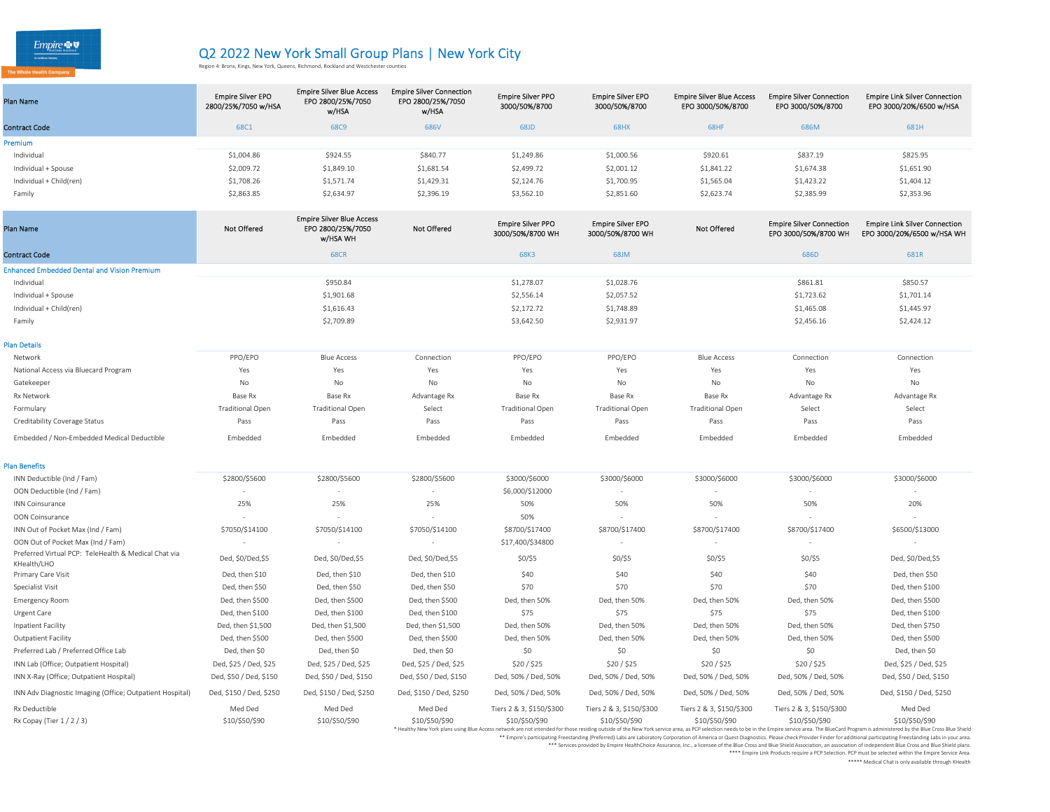Empire BlueCross BlueShield — The Whole Health Company

# Q2 2022 New York Small Group Plans | New York City

Region 4: Bronx, Kings, New York, Queens, Richmond, Rockland and Westchester counties

| Plan Name | Empire Silver EPO 2800/25%/7050 w/HSA | Empire Silver Blue Access EPO 2800/25%/7050 w/HSA | Empire Silver Connection EPO 2800/25%/7050 w/HSA | Empire Silver PPO 3000/50%/8700 | Empire Silver EPO 3000/50%/8700 | Empire Silver Blue Access EPO 3000/50%/8700 | Empire Silver Connection EPO 3000/50%/8700 | Empire Link Silver Connection EPO 3000/20%/6500 w/HSA |
|---|---|---|---|---|---|---|---|---|
| Contract Code | 68C1 | 68C9 | 686V | 68JD | 68HX | 68HF | 686M | 681H |
| **Premium** | | | | | | | | |
| Individual | $1,004.86 | $924.55 | $840.77 | $1,249.86 | $1,000.56 | $920.61 | $837.19 | $825.95 |
| Individual + Spouse | $2,009.72 | $1,849.10 | $1,681.54 | $2,499.72 | $2,001.12 | $1,841.22 | $1,674.38 | $1,651.90 |
| Individual + Child(ren) | $1,708.26 | $1,571.74 | $1,429.31 | $2,124.76 | $1,700.95 | $1,565.04 | $1,423.22 | $1,404.12 |
| Family | $2,863.85 | $2,634.97 | $2,396.19 | $3,562.10 | $2,851.60 | $2,623.74 | $2,385.99 | $2,353.96 |

| Plan Name | Not Offered | Empire Silver Blue Access EPO 2800/25%/7050 w/HSA WH | Not Offered | Empire Silver PPO 3000/50%/8700 WH | Empire Silver EPO 3000/50%/8700 WH | Not Offered | Empire Silver Connection EPO 3000/50%/8700 WH | Empire Link Silver Connection EPO 3000/20%/6500 w/HSA WH |
|---|---|---|---|---|---|---|---|---|
| Contract Code | | 68CR | | 68K3 | 68JM | | 686D | 681R |
| **Enhanced Embedded Dental and Vision Premium** | | | | | | | | |
| Individual | | $950.84 | | $1,278.07 | $1,028.76 | | $861.81 | $850.57 |
| Individual + Spouse | | $1,901.68 | | $2,556.14 | $2,057.52 | | $1,723.62 | $1,701.14 |
| Individual + Child(ren) | | $1,616.43 | | $2,172.72 | $1,748.89 | | $1,465.08 | $1,445.97 |
| Family | | $2,709.89 | | $3,642.50 | $2,931.97 | | $2,456.16 | $2,424.12 |

| | | | | | | | | |
|---|---|---|---|---|---|---|---|---|
| **Plan Details** | | | | | | | | |
| Network | PPO/EPO | Blue Access | Connection | PPO/EPO | PPO/EPO | Blue Access | Connection | Connection |
| National Access via Bluecard Program | Yes | Yes | Yes | Yes | Yes | Yes | Yes | Yes |
| Gatekeeper | No | No | No | No | No | No | No | No |
| Rx Network | Base Rx | Base Rx | Advantage Rx | Base Rx | Base Rx | Base Rx | Advantage Rx | Advantage Rx |
| Formulary | Traditional Open | Traditional Open | Select | Traditional Open | Traditional Open | Traditional Open | Select | Select |
| Creditability Coverage Status | Pass | Pass | Pass | Pass | Pass | Pass | Pass | Pass |
| Embedded / Non-Embedded Medical Deductible | Embedded | Embedded | Embedded | Embedded | Embedded | Embedded | Embedded | Embedded |
| **Plan Benefits** | | | | | | | | |
| INN Deductible (Ind / Fam) | $2800/$5600 | $2800/$5600 | $2800/$5600 | $3000/$6000 | $3000/$6000 | $3000/$6000 | $3000/$6000 | $3000/$6000 |
| OON Deductible (Ind / Fam) | - | - | - | $6,000/$12000 | - | - | - | - |
| INN Coinsurance | 25% | 25% | 25% | 50% | 50% | 50% | 50% | 20% |
| OON Coinsurance | - | - | - | 50% | - | - | - | - |
| INN Out of Pocket Max (Ind / Fam) | $7050/$14100 | $7050/$14100 | $7050/$14100 | $8700/$17400 | $8700/$17400 | $8700/$17400 | $8700/$17400 | $6500/$13000 |
| OON Out of Pocket Max (Ind / Fam) | - | - | - | $17,400/$34800 | - | - | - | - |
| Preferred Virtual PCP: TeleHealth & Medical Chat via KHealth/LHO | Ded, $0/Ded,$5 | Ded, $0/Ded,$5 | Ded, $0/Ded,$5 | $0/$5 | $0/$5 | $0/$5 | $0/$5 | Ded, $0/Ded,$5 |
| Primary Care Visit | Ded, then $10 | Ded, then $10 | Ded, then $10 | $40 | $40 | $40 | $40 | Ded, then $50 |
| Specialist Visit | Ded, then $50 | Ded, then $50 | Ded, then $50 | $70 | $70 | $70 | $70 | Ded, then $100 |
| Emergency Room | Ded, then $500 | Ded, then $500 | Ded, then $500 | Ded, then 50% | Ded, then 50% | Ded, then 50% | Ded, then 50% | Ded, then $500 |
| Urgent Care | Ded, then $100 | Ded, then $100 | Ded, then $100 | $75 | $75 | $75 | $75 | Ded, then $100 |
| Inpatient Facility | Ded, then $1,500 | Ded, then $1,500 | Ded, then $1,500 | Ded, then 50% | Ded, then 50% | Ded, then 50% | Ded, then 50% | Ded, then $750 |
| Outpatient Facility | Ded, then $500 | Ded, then $500 | Ded, then $500 | Ded, then 50% | Ded, then 50% | Ded, then 50% | Ded, then 50% | Ded, then $500 |
| Preferred Lab / Preferred Office Lab | Ded, then $0 | Ded, then $0 | Ded, then $0 | $0 | $0 | $0 | $0 | Ded, then $0 |
| INN Lab (Office; Outpatient Hospital) | Ded, $25 / Ded, $25 | Ded, $25 / Ded, $25 | Ded, $25 / Ded, $25 | $20 / $25 | $20 / $25 | $20 / $25 | $20 / $25 | Ded, $25 / Ded, $25 |
| INN X-Ray (Office; Outpatient Hospital) | Ded, $50 / Ded, $150 | Ded, $50 / Ded, $150 | Ded, $50 / Ded, $150 | Ded, 50% / Ded, 50% | Ded, 50% / Ded, 50% | Ded, 50% / Ded, 50% | Ded, 50% / Ded, 50% | Ded, $50 / Ded, $150 |
| INN Adv Diagnostic Imaging (Office; Outpatient Hospital) | Ded, $150 / Ded, $250 | Ded, $150 / Ded, $250 | Ded, $150 / Ded, $250 | Ded, 50% / Ded, 50% | Ded, 50% / Ded, 50% | Ded, 50% / Ded, 50% | Ded, 50% / Ded, 50% | Ded, $150 / Ded, $250 |
| Rx Deductible | Med Ded | Med Ded | Med Ded | Tiers 2 & 3, $150/$300 | Tiers 2 & 3, $150/$300 | Tiers 2 & 3, $150/$300 | Tiers 2 & 3, $150/$300 | Med Ded |
| Rx Copay (Tier 1 / 2 / 3) | $10/$50/$90 | $10/$50/$90 | $10/$50/$90 | $10/$50/$90 | $10/$50/$90 | $10/$50/$90 | $10/$50/$90 | $10/$50/$90 |

\* Healthy New York plans using Blue Access network are not intended for those residing outside of the New York service area, as PCP selection needs to be in the Empire service area. The BlueCard Program is administered by the Blue Cross Blue Shield

** Empire's participating Freestanding (Preferred) Labs are Laboratory Corporation of America or Quest Diagnostics. Please check Provider Finder for additional participating Freestanding Labs in your area.

*** Services provided by Empire HealthChoice Assurance, Inc., a licensee of the Blue Cross and Blue Shield Association, an association of independent Blue Cross and Blue Shield plans.

**** Empire Link Products require a PCP Selection. PCP must be selected within the Empire Service Area.

***** Medical Chat is only available through KHealth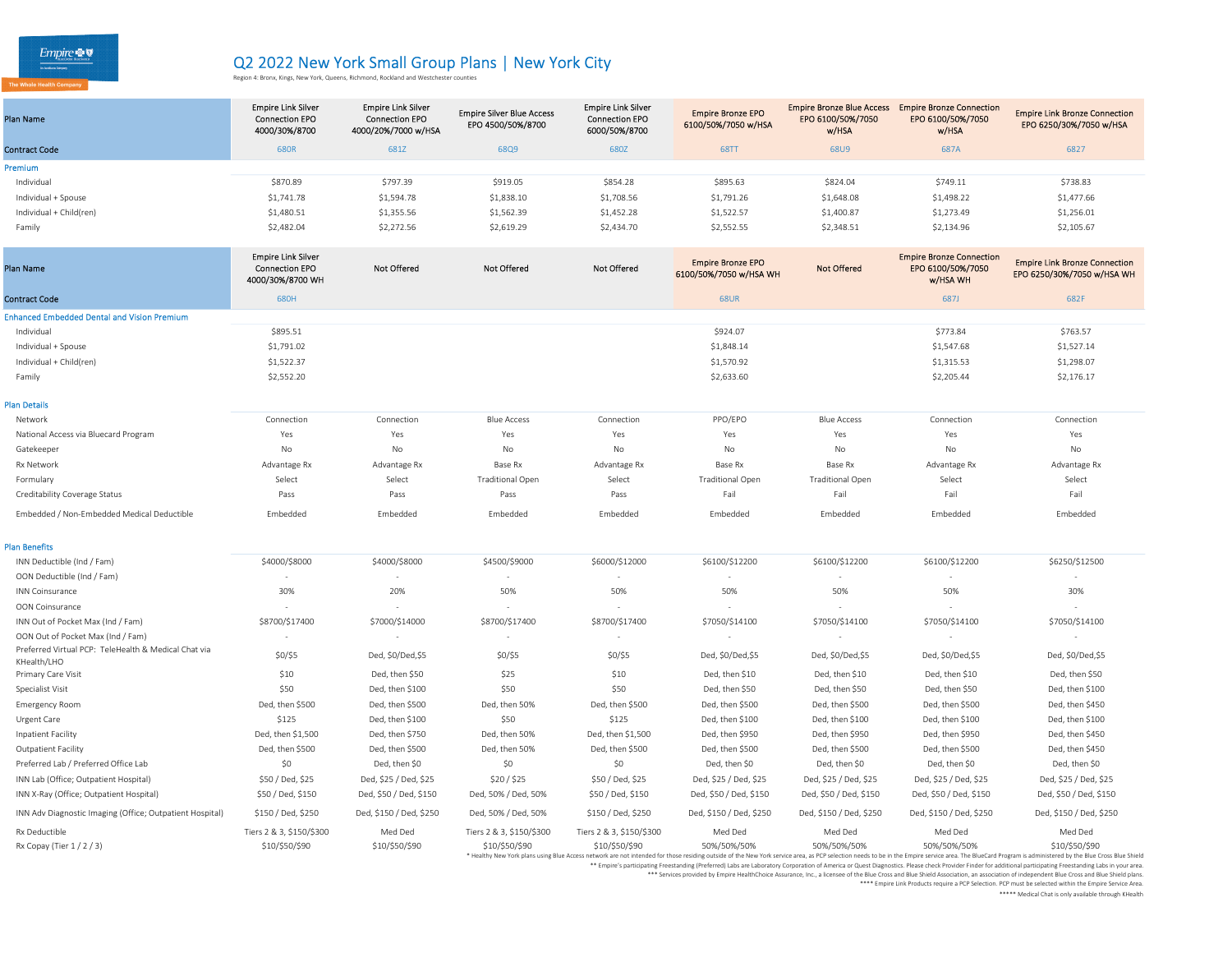Empire — The Whole Health Company

# Q2 2022 New York Small Group Plans | New York City

Region 4: Bronx, Kings, New York, Queens, Richmond, Rockland and Westchester counties

| Plan Name | Empire Link Silver Connection EPO 4000/30%/8700 | Empire Link Silver Connection EPO 4000/20%/7000 w/HSA | Empire Silver Blue Access EPO 4500/50%/8700 | Empire Link Silver Connection EPO 6000/50%/8700 | Empire Bronze EPO 6100/50%/7050 w/HSA | Empire Bronze Blue Access EPO 6100/50%/7050 w/HSA | Empire Bronze Connection EPO 6100/50%/7050 w/HSA | Empire Link Bronze Connection EPO 6250/30%/7050 w/HSA |
|---|---|---|---|---|---|---|---|---|
| Contract Code | 680R | 681Z | 68Q9 | 680Z | 68TT | 68U9 | 687A | 6827 |
| **Premium** | | | | | | | | |
| Individual | $870.89 | $797.39 | $919.05 | $854.28 | $895.63 | $824.04 | $749.11 | $738.83 |
| Individual + Spouse | $1,741.78 | $1,594.78 | $1,838.10 | $1,708.56 | $1,791.26 | $1,648.08 | $1,498.22 | $1,477.66 |
| Individual + Child(ren) | $1,480.51 | $1,355.56 | $1,562.39 | $1,452.28 | $1,522.57 | $1,400.87 | $1,273.49 | $1,256.01 |
| Family | $2,482.04 | $2,272.56 | $2,619.29 | $2,434.70 | $2,552.55 | $2,348.51 | $2,134.96 | $2,105.67 |

| Plan Name | Empire Link Silver Connection EPO 4000/30%/8700 WH | Not Offered | Not Offered | Not Offered | Empire Bronze EPO 6100/50%/7050 w/HSA WH | Not Offered | Empire Bronze Connection EPO 6100/50%/7050 w/HSA WH | Empire Link Bronze Connection EPO 6250/30%/7050 w/HSA WH |
|---|---|---|---|---|---|---|---|---|
| Contract Code | 680H | | | | 68UR | | 687J | 682F |
| **Enhanced Embedded Dental and Vision Premium** | | | | | | | | |
| Individual | $895.51 | | | | $924.07 | | $773.84 | $763.57 |
| Individual + Spouse | $1,791.02 | | | | $1,848.14 | | $1,547.68 | $1,527.14 |
| Individual + Child(ren) | $1,522.37 | | | | $1,570.92 | | $1,315.53 | $1,298.07 |
| Family | $2,552.20 | | | | $2,633.60 | | $2,205.44 | $2,176.17 |
| **Plan Details** | | | | | | | | |
| Network | Connection | Connection | Blue Access | Connection | PPO/EPO | Blue Access | Connection | Connection |
| National Access via Bluecard Program | Yes | Yes | Yes | Yes | Yes | Yes | Yes | Yes |
| Gatekeeper | No | No | No | No | No | No | No | No |
| Rx Network | Advantage Rx | Advantage Rx | Base Rx | Advantage Rx | Base Rx | Base Rx | Advantage Rx | Advantage Rx |
| Formulary | Select | Select | Traditional Open | Select | Traditional Open | Traditional Open | Select | Select |
| Creditability Coverage Status | Pass | Pass | Pass | Pass | Fail | Fail | Fail | Fail |
| Embedded / Non-Embedded Medical Deductible | Embedded | Embedded | Embedded | Embedded | Embedded | Embedded | Embedded | Embedded |
| **Plan Benefits** | | | | | | | | |
| INN Deductible (Ind / Fam) | $4000/$8000 | $4000/$8000 | $4500/$9000 | $6000/$12000 | $6100/$12200 | $6100/$12200 | $6100/$12200 | $6250/$12500 |
| OON Deductible (Ind / Fam) | - | - | - | - | - | - | - | - |
| INN Coinsurance | 30% | 20% | 50% | 50% | 50% | 50% | 50% | 30% |
| OON Coinsurance | - | - | - | - | - | - | - | - |
| INN Out of Pocket Max (Ind / Fam) | $8700/$17400 | $7000/$14000 | $8700/$17400 | $8700/$17400 | $7050/$14100 | $7050/$14100 | $7050/$14100 | $7050/$14100 |
| OON Out of Pocket Max (Ind / Fam) | - | - | - | - | - | - | - | - |
| Preferred Virtual PCP: TeleHealth & Medical Chat via KHealth/LHO | $0/$5 | Ded, $0/Ded,$5 | $0/$5 | $0/$5 | Ded, $0/Ded,$5 | Ded, $0/Ded,$5 | Ded, $0/Ded,$5 | Ded, $0/Ded,$5 |
| Primary Care Visit | $10 | Ded, then $50 | $25 | $10 | Ded, then $10 | Ded, then $10 | Ded, then $10 | Ded, then $50 |
| Specialist Visit | $50 | Ded, then $100 | $50 | $50 | Ded, then $50 | Ded, then $50 | Ded, then $50 | Ded, then $100 |
| Emergency Room | Ded, then $500 | Ded, then $500 | Ded, then 50% | Ded, then $500 | Ded, then $500 | Ded, then $500 | Ded, then $500 | Ded, then $450 |
| Urgent Care | $125 | Ded, then $100 | $50 | $125 | Ded, then $100 | Ded, then $100 | Ded, then $100 | Ded, then $100 |
| Inpatient Facility | Ded, then $1,500 | Ded, then $750 | Ded, then 50% | Ded, then $1,500 | Ded, then $950 | Ded, then $950 | Ded, then $950 | Ded, then $450 |
| Outpatient Facility | Ded, then $500 | Ded, then $500 | Ded, then 50% | Ded, then $500 | Ded, then $500 | Ded, then $500 | Ded, then $500 | Ded, then $450 |
| Preferred Lab / Preferred Office Lab | $0 | Ded, then $0 | $0 | $0 | Ded, then $0 | Ded, then $0 | Ded, then $0 | Ded, then $0 |
| INN Lab (Office; Outpatient Hospital) | $50 / Ded, $25 | Ded, $25 / Ded, $25 | $20 / $25 | $50 / Ded, $25 | Ded, $25 / Ded, $25 | Ded, $25 / Ded, $25 | Ded, $25 / Ded, $25 | Ded, $25 / Ded, $25 |
| INN X-Ray (Office; Outpatient Hospital) | $50 / Ded, $150 | Ded, $50 / Ded, $150 | Ded, 50% / Ded, 50% | $50 / Ded, $150 | Ded, $50 / Ded, $150 | Ded, $50 / Ded, $150 | Ded, $50 / Ded, $150 | Ded, $50 / Ded, $150 |
| INN Adv Diagnostic Imaging (Office; Outpatient Hospital) | $150 / Ded, $250 | Ded, $150 / Ded, $250 | Ded, 50% / Ded, 50% | $150 / Ded, $250 | Ded, $150 / Ded, $250 | Ded, $150 / Ded, $250 | Ded, $150 / Ded, $250 | Ded, $150 / Ded, $250 |
| Rx Deductible | Tiers 2 & 3, $150/$300 | Med Ded | Tiers 2 & 3, $150/$300 | Tiers 2 & 3, $150/$300 | Med Ded | Med Ded | Med Ded | Med Ded |
| Rx Copay (Tier 1 / 2 / 3) | $10/$50/$90 | $10/$50/$90 | $10/$50/$90 | $10/$50/$90 | 50%/50%/50% | 50%/50%/50% | 50%/50%/50% | $10/$50/$90 |

\* Healthy New York plans using Blue Access network are not intended for those residing outside of the New York service area, as PCP selection needs to be in the Empire service area. The BlueCard Program is administered by the Blue Cross Blue Shield

\*\* Empire's participating Freestanding (Preferred) Labs are Laboratory Corporation of America or Quest Diagnostics. Please check Provider Finder for additional participating Freestanding Labs in your area.

\*\*\* Services provided by Empire HealthChoice Assurance, Inc., a licensee of the Blue Cross and Blue Shield Association, an association of independent Blue Cross and Blue Shield plans.

\*\*\*\* Empire Link Products require a PCP Selection. PCP must be selected within the Empire Service Area.

\*\*\*\*\* Medical Chat is only available through KHealth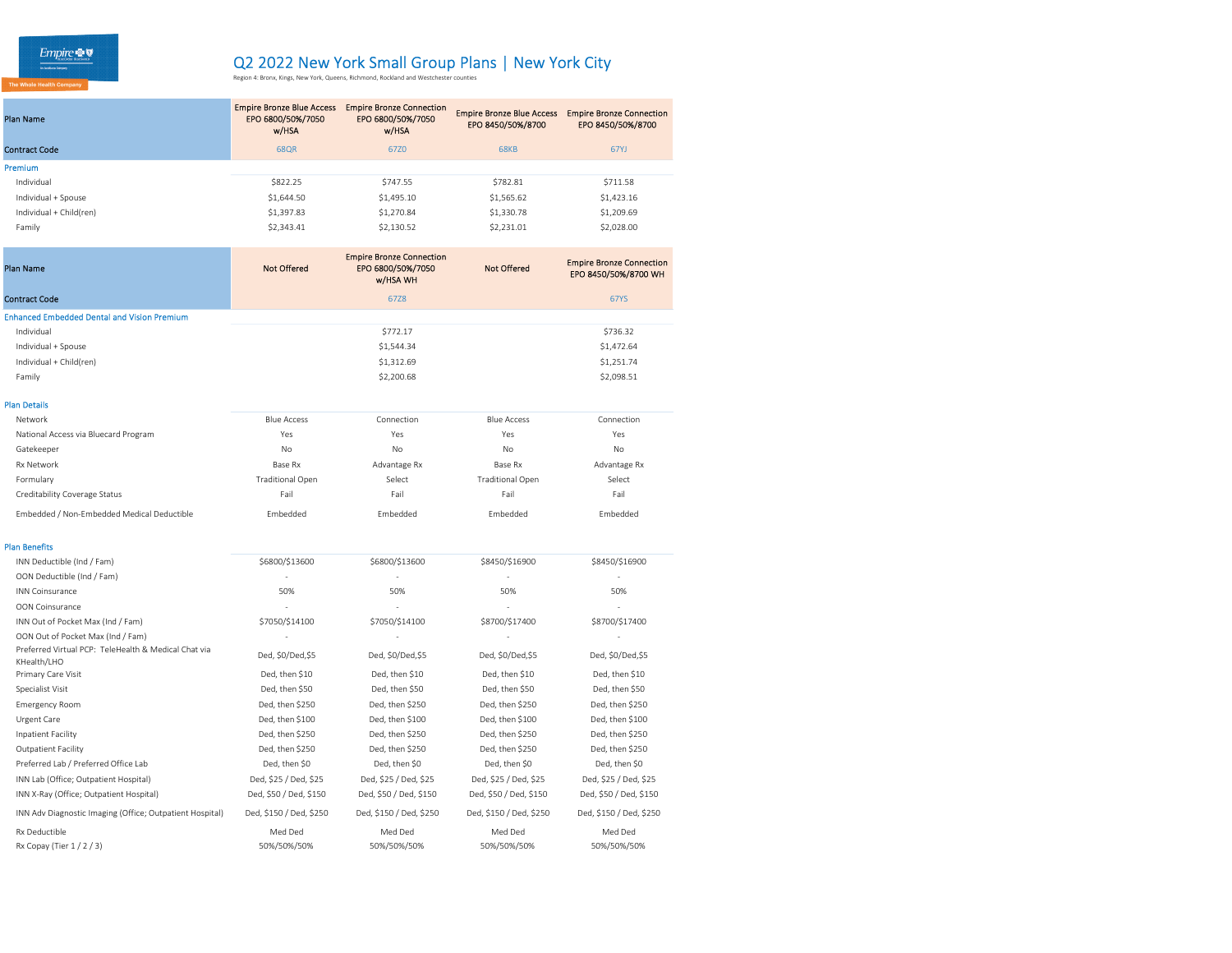# Q2 2022 New York Small Group Plans | New York City

Region 4: Bronx, Kings, New York, Queens, Richmond, Rockland and Westchester counties

| Plan Name | Empire Bronze Blue Access EPO 6800/50%/7050 w/HSA | Empire Bronze Connection EPO 6800/50%/7050 w/HSA | Empire Bronze Blue Access EPO 8450/50%/8700 | Empire Bronze Connection EPO 8450/50%/8700 |
|---|---|---|---|---|
| Contract Code | 68QR | 67Z0 | 68KB | 67YJ |
| **Premium** | | | | |
| Individual | $822.25 | $747.55 | $782.81 | $711.58 |
| Individual + Spouse | $1,644.50 | $1,495.10 | $1,565.62 | $1,423.16 |
| Individual + Child(ren) | $1,397.83 | $1,270.84 | $1,330.78 | $1,209.69 |
| Family | $2,343.41 | $2,130.52 | $2,231.01 | $2,028.00 |

| Plan Name | Not Offered | Empire Bronze Connection EPO 6800/50%/7050 w/HSA WH | Not Offered | Empire Bronze Connection EPO 8450/50%/8700 WH |
|---|---|---|---|---|
| Contract Code | | 67Z8 | | 67YS |
| **Enhanced Embedded Dental and Vision Premium** | | | | |
| Individual | | $772.17 | | $736.32 |
| Individual + Spouse | | $1,544.34 | | $1,472.64 |
| Individual + Child(ren) | | $1,312.69 | | $1,251.74 |
| Family | | $2,200.68 | | $2,098.51 |
| **Plan Details** | | | | |
| Network | Blue Access | Connection | Blue Access | Connection |
| National Access via Bluecard Program | Yes | Yes | Yes | Yes |
| Gatekeeper | No | No | No | No |
| Rx Network | Base Rx | Advantage Rx | Base Rx | Advantage Rx |
| Formulary | Traditional Open | Select | Traditional Open | Select |
| Creditability Coverage Status | Fail | Fail | Fail | Fail |
| Embedded / Non-Embedded Medical Deductible | Embedded | Embedded | Embedded | Embedded |
| **Plan Benefits** | | | | |
| INN Deductible (Ind / Fam) | $6800/$13600 | $6800/$13600 | $8450/$16900 | $8450/$16900 |
| OON Deductible (Ind / Fam) | - | - | - | - |
| INN Coinsurance | 50% | 50% | 50% | 50% |
| OON Coinsurance | - | - | - | - |
| INN Out of Pocket Max (Ind / Fam) | $7050/$14100 | $7050/$14100 | $8700/$17400 | $8700/$17400 |
| OON Out of Pocket Max (Ind / Fam) | - | - | - | - |
| Preferred Virtual PCP: TeleHealth & Medical Chat via KHealth/LHO | Ded, $0/Ded,$5 | Ded, $0/Ded,$5 | Ded, $0/Ded,$5 | Ded, $0/Ded,$5 |
| Primary Care Visit | Ded, then $10 | Ded, then $10 | Ded, then $10 | Ded, then $10 |
| Specialist Visit | Ded, then $50 | Ded, then $50 | Ded, then $50 | Ded, then $50 |
| Emergency Room | Ded, then $250 | Ded, then $250 | Ded, then $250 | Ded, then $250 |
| Urgent Care | Ded, then $100 | Ded, then $100 | Ded, then $100 | Ded, then $100 |
| Inpatient Facility | Ded, then $250 | Ded, then $250 | Ded, then $250 | Ded, then $250 |
| Outpatient Facility | Ded, then $250 | Ded, then $250 | Ded, then $250 | Ded, then $250 |
| Preferred Lab / Preferred Office Lab | Ded, then $0 | Ded, then $0 | Ded, then $0 | Ded, then $0 |
| INN Lab (Office; Outpatient Hospital) | Ded, $25 / Ded, $25 | Ded, $25 / Ded, $25 | Ded, $25 / Ded, $25 | Ded, $25 / Ded, $25 |
| INN X-Ray (Office; Outpatient Hospital) | Ded, $50 / Ded, $150 | Ded, $50 / Ded, $150 | Ded, $50 / Ded, $150 | Ded, $50 / Ded, $150 |
| INN Adv Diagnostic Imaging (Office; Outpatient Hospital) | Ded, $150 / Ded, $250 | Ded, $150 / Ded, $250 | Ded, $150 / Ded, $250 | Ded, $150 / Ded, $250 |
| Rx Deductible | Med Ded | Med Ded | Med Ded | Med Ded |
| Rx Copay (Tier 1 / 2 / 3) | 50%/50%/50% | 50%/50%/50% | 50%/50%/50% | 50%/50%/50% |